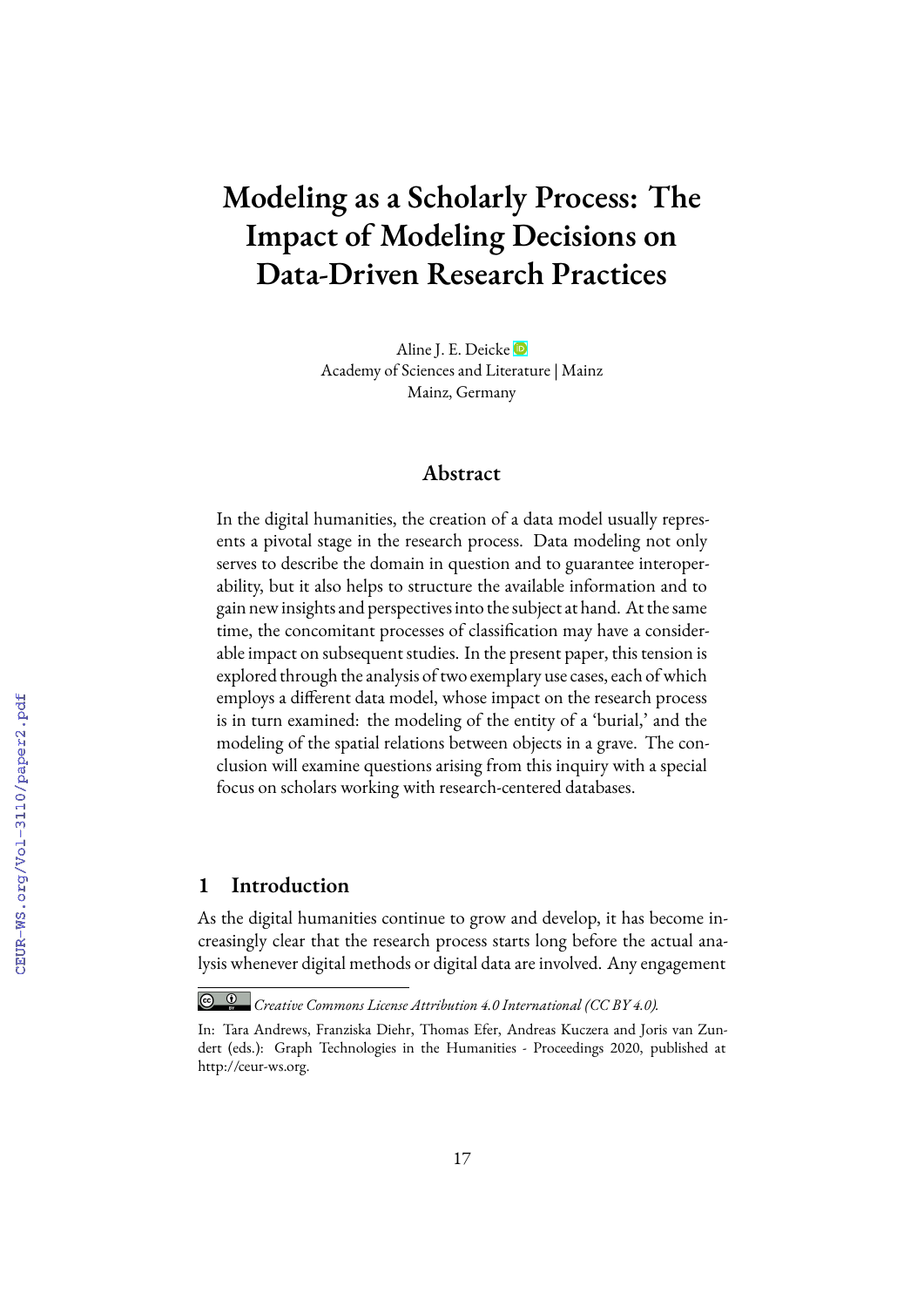# Modeling as a Scholarly Process: The Impact of Modeling Decisions on Data-Driven Research Practices

Aline J. E. Deicke
Academy of Sciences and Literature | Mainz
Mainz, Germany

## Abstract

In the digital humanities, the creation of a data model usually represents a pivotal stage in the research process. Data modeling not only serves to describe the domain in question and to guarantee interoperability, but it also helps to structure the available information and to gain new insights and perspectives into the subject at hand. At the same time, the concomitant processes of classification may have a considerable impact on subsequent studies. In the present paper, this tension is explored through the analysis of two exemplary use cases, each of which employs a different data model, whose impact on the research process is in turn examined: the modeling of the entity of a 'burial,' and the modeling of the spatial relations between objects in a grave. The conclusion will examine questions arising from this inquiry with a special focus on scholars working with research-centered databases.

## 1 Introduction

As the digital humanities continue to grow and develop, it has become increasingly clear that the research process starts long before the actual analysis whenever digital methods or digital data are involved. Any engagement

*Creative Commons License Attribution 4.0 International (CC BY 4.0).*

In: Tara Andrews, Franziska Diehr, Thomas Efer, Andreas Kuczera and Joris van Zundert (eds.): Graph Technologies in the Humanities - Proceedings 2020, published at http://ceur-ws.org.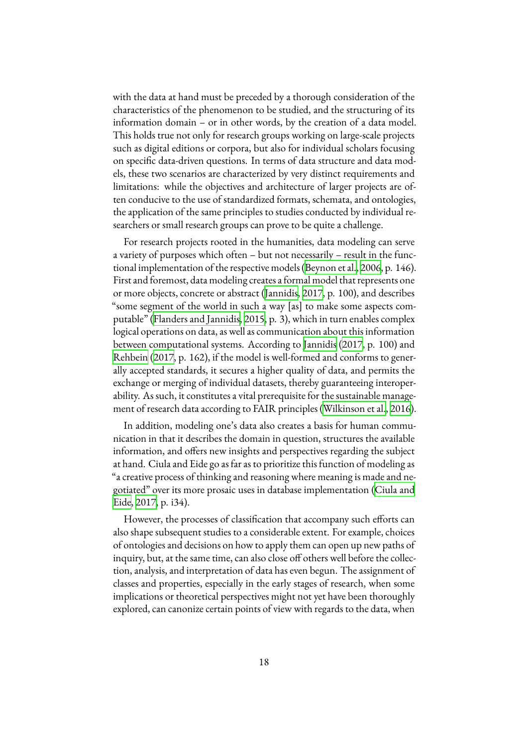with the data at hand must be preceded by a thorough consideration of the characteristics of the phenomenon to be studied, and the structuring of its information domain – or in other words, by the creation of a data model. This holds true not only for research groups working on large-scale projects such as digital editions or corpora, but also for individual scholars focusing on specific data-driven questions. In terms of data structure and data models, these two scenarios are characterized by very distinct requirements and limitations: while the objectives and architecture of larger projects are often conducive to the use of standardized formats, schemata, and ontologies, the application of the same principles to studies conducted by individual researchers or small research groups can prove to be quite a challenge.

For research projects rooted in the humanities, data modeling can serve a variety of purposes which often – but not necessarily – result in the functional implementation of the respective models (Beynon et al., 2006, p. 146). First and foremost, data modeling creates a formal model that represents one or more objects, concrete or abstract (Jannidis, 2017, p. 100), and describes "some segment of the world in such a way [as] to make some aspects computable" (Flanders and Jannidis, 2015, p. 3), which in turn enables complex logical operations on data, as well as communication about this information between computational systems. According to Jannidis (2017, p. 100) and Rehbein (2017, p. 162), if the model is well-formed and conforms to generally accepted standards, it secures a higher quality of data, and permits the exchange or merging of individual datasets, thereby guaranteeing interoperability. As such, it constitutes a vital prerequisite for the sustainable management of research data according to FAIR principles (Wilkinson et al., 2016).

In addition, modeling one's data also creates a basis for human communication in that it describes the domain in question, structures the available information, and offers new insights and perspectives regarding the subject at hand. Ciula and Eide go as far as to prioritize this function of modeling as "a creative process of thinking and reasoning where meaning is made and negotiated" over its more prosaic uses in database implementation (Ciula and Eide, 2017, p. i34).

However, the processes of classification that accompany such efforts can also shape subsequent studies to a considerable extent. For example, choices of ontologies and decisions on how to apply them can open up new paths of inquiry, but, at the same time, can also close off others well before the collection, analysis, and interpretation of data has even begun. The assignment of classes and properties, especially in the early stages of research, when some implications or theoretical perspectives might not yet have been thoroughly explored, can canonize certain points of view with regards to the data, when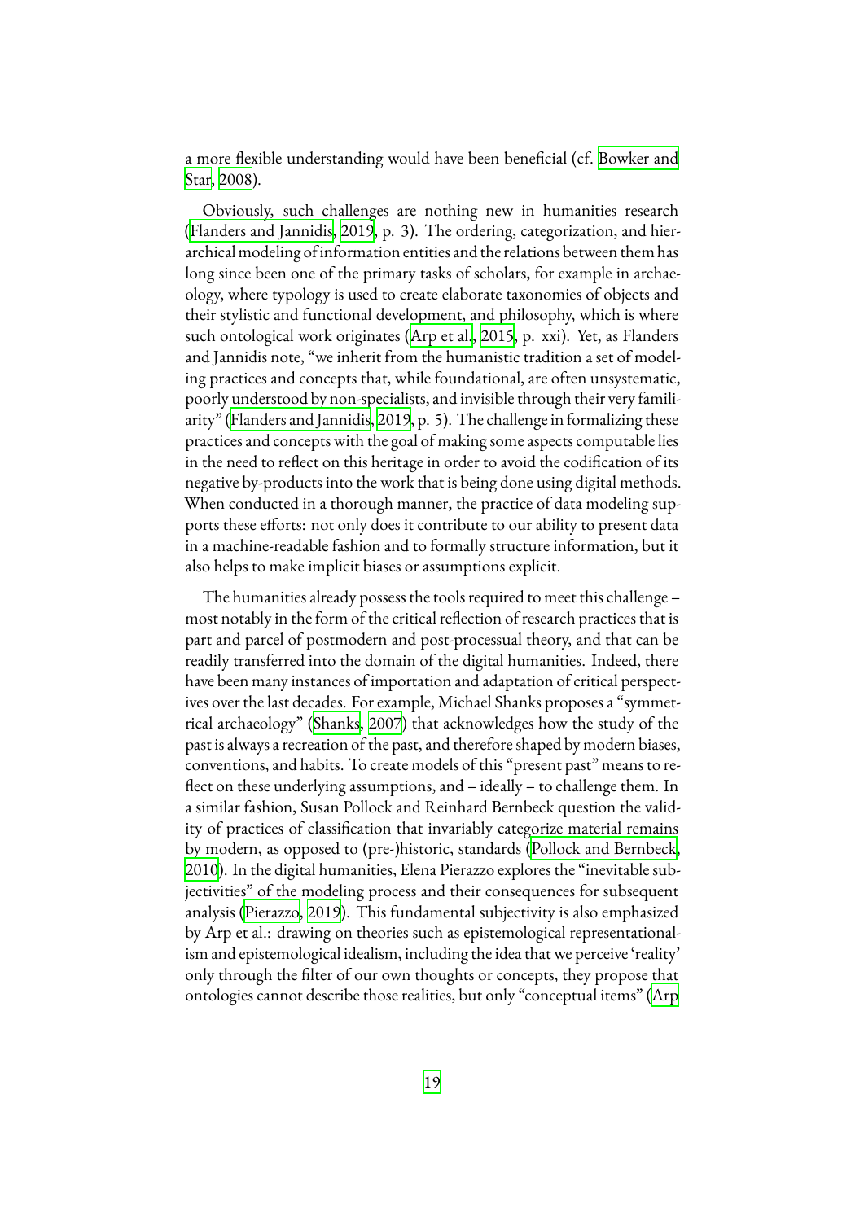a more flexible understanding would have been beneficial (cf. Bowker and Star, 2008).

Obviously, such challenges are nothing new in humanities research (Flanders and Jannidis, 2019, p. 3). The ordering, categorization, and hierarchical modeling of information entities and the relations between them has long since been one of the primary tasks of scholars, for example in archaeology, where typology is used to create elaborate taxonomies of objects and their stylistic and functional development, and philosophy, which is where such ontological work originates (Arp et al., 2015, p. xxi). Yet, as Flanders and Jannidis note, "we inherit from the humanistic tradition a set of modeling practices and concepts that, while foundational, are often unsystematic, poorly understood by non-specialists, and invisible through their very familiarity" (Flanders and Jannidis, 2019, p. 5). The challenge in formalizing these practices and concepts with the goal of making some aspects computable lies in the need to reflect on this heritage in order to avoid the codification of its negative by-products into the work that is being done using digital methods. When conducted in a thorough manner, the practice of data modeling supports these efforts: not only does it contribute to our ability to present data in a machine-readable fashion and to formally structure information, but it also helps to make implicit biases or assumptions explicit.

The humanities already possess the tools required to meet this challenge – most notably in the form of the critical reflection of research practices that is part and parcel of postmodern and post-processual theory, and that can be readily transferred into the domain of the digital humanities. Indeed, there have been many instances of importation and adaptation of critical perspectives over the last decades. For example, Michael Shanks proposes a "symmetrical archaeology" (Shanks, 2007) that acknowledges how the study of the past is always a recreation of the past, and therefore shaped by modern biases, conventions, and habits. To create models of this "present past" means to reflect on these underlying assumptions, and – ideally – to challenge them. In a similar fashion, Susan Pollock and Reinhard Bernbeck question the validity of practices of classification that invariably categorize material remains by modern, as opposed to (pre-)historic, standards (Pollock and Bernbeck, 2010). In the digital humanities, Elena Pierazzo explores the "inevitable subjectivities" of the modeling process and their consequences for subsequent analysis (Pierazzo, 2019). This fundamental subjectivity is also emphasized by Arp et al.: drawing on theories such as epistemological representationalism and epistemological idealism, including the idea that we perceive 'reality' only through the filter of our own thoughts or concepts, they propose that ontologies cannot describe those realities, but only "conceptual items" (Arp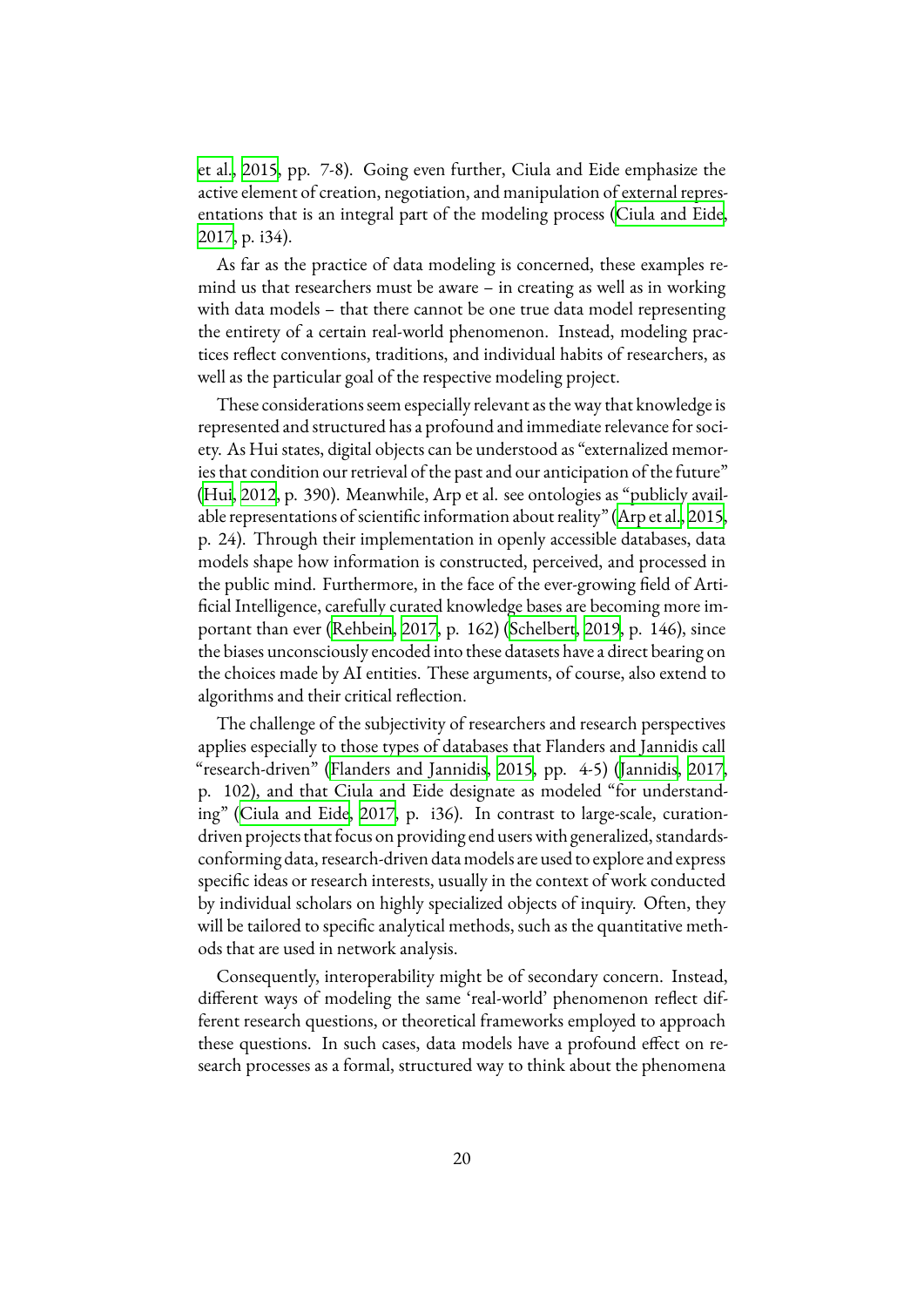et al., 2015, pp. 7-8). Going even further, Ciula and Eide emphasize the active element of creation, negotiation, and manipulation of external representations that is an integral part of the modeling process (Ciula and Eide, 2017, p. i34).

As far as the practice of data modeling is concerned, these examples remind us that researchers must be aware – in creating as well as in working with data models – that there cannot be one true data model representing the entirety of a certain real-world phenomenon. Instead, modeling practices reflect conventions, traditions, and individual habits of researchers, as well as the particular goal of the respective modeling project.

These considerations seem especially relevant as the way that knowledge is represented and structured has a profound and immediate relevance for society. As Hui states, digital objects can be understood as "externalized memories that condition our retrieval of the past and our anticipation of the future" (Hui, 2012, p. 390). Meanwhile, Arp et al. see ontologies as "publicly available representations of scientific information about reality" (Arp et al., 2015, p. 24). Through their implementation in openly accessible databases, data models shape how information is constructed, perceived, and processed in the public mind. Furthermore, in the face of the ever-growing field of Artificial Intelligence, carefully curated knowledge bases are becoming more important than ever (Rehbein, 2017, p. 162) (Schelbert, 2019, p. 146), since the biases unconsciously encoded into these datasets have a direct bearing on the choices made by AI entities. These arguments, of course, also extend to algorithms and their critical reflection.

The challenge of the subjectivity of researchers and research perspectives applies especially to those types of databases that Flanders and Jannidis call "research-driven" (Flanders and Jannidis, 2015, pp. 4-5) (Jannidis, 2017, p. 102), and that Ciula and Eide designate as modeled "for understanding" (Ciula and Eide, 2017, p. i36). In contrast to large-scale, curation-driven projects that focus on providing end users with generalized, standards-conforming data, research-driven data models are used to explore and express specific ideas or research interests, usually in the context of work conducted by individual scholars on highly specialized objects of inquiry. Often, they will be tailored to specific analytical methods, such as the quantitative methods that are used in network analysis.

Consequently, interoperability might be of secondary concern. Instead, different ways of modeling the same 'real-world' phenomenon reflect different research questions, or theoretical frameworks employed to approach these questions. In such cases, data models have a profound effect on research processes as a formal, structured way to think about the phenomena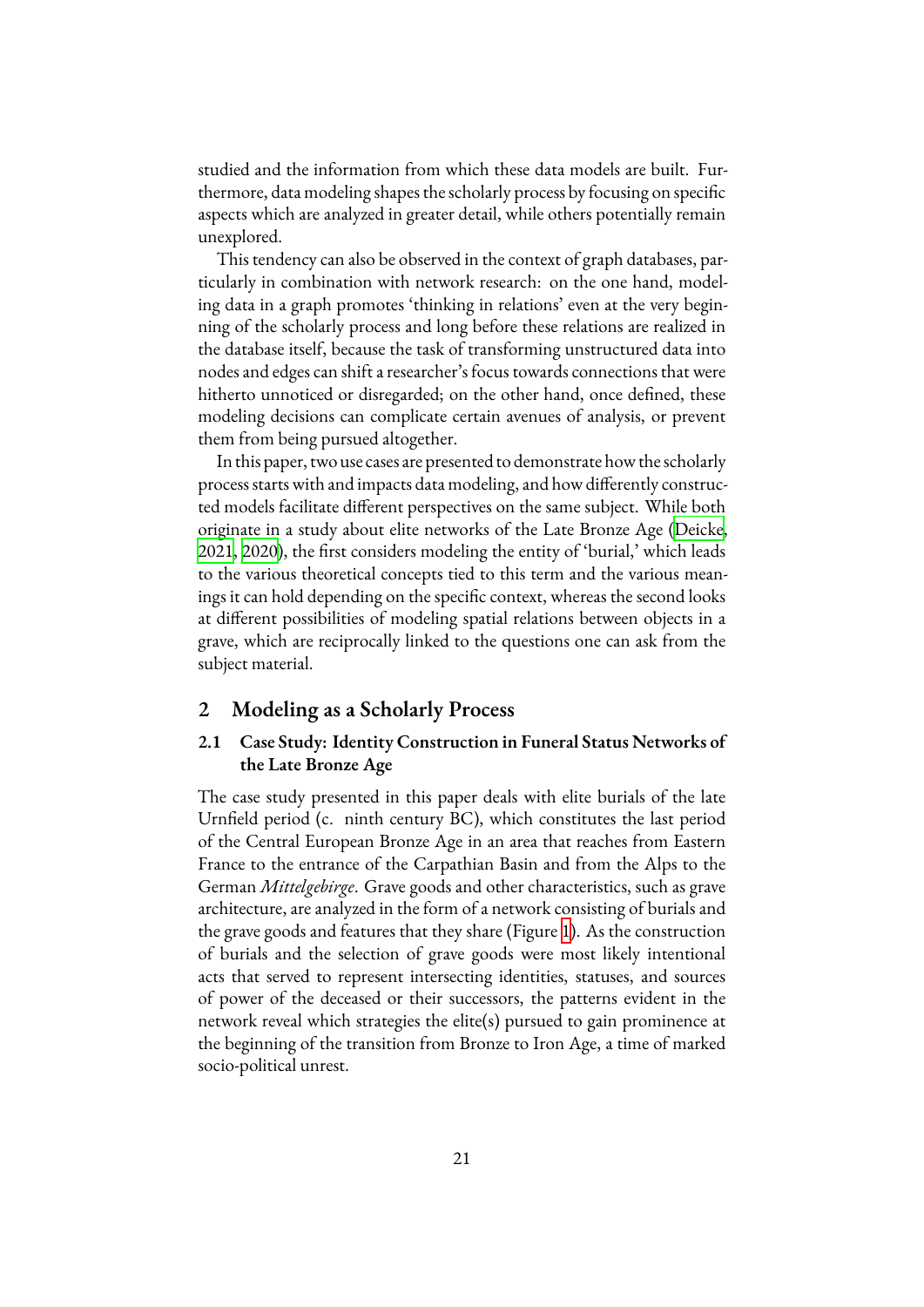studied and the information from which these data models are built. Furthermore, data modeling shapes the scholarly process by focusing on specific aspects which are analyzed in greater detail, while others potentially remain unexplored.

This tendency can also be observed in the context of graph databases, particularly in combination with network research: on the one hand, modeling data in a graph promotes 'thinking in relations' even at the very beginning of the scholarly process and long before these relations are realized in the database itself, because the task of transforming unstructured data into nodes and edges can shift a researcher's focus towards connections that were hitherto unnoticed or disregarded; on the other hand, once defined, these modeling decisions can complicate certain avenues of analysis, or prevent them from being pursued altogether.

In this paper, two use cases are presented to demonstrate how the scholarly process starts with and impacts data modeling, and how differently constructed models facilitate different perspectives on the same subject. While both originate in a study about elite networks of the Late Bronze Age (Deicke, 2021, 2020), the first considers modeling the entity of 'burial,' which leads to the various theoretical concepts tied to this term and the various meanings it can hold depending on the specific context, whereas the second looks at different possibilities of modeling spatial relations between objects in a grave, which are reciprocally linked to the questions one can ask from the subject material.

## 2 Modeling as a Scholarly Process

### 2.1 Case Study: Identity Construction in Funeral Status Networks of the Late Bronze Age

The case study presented in this paper deals with elite burials of the late Urnfield period (c. ninth century BC), which constitutes the last period of the Central European Bronze Age in an area that reaches from Eastern France to the entrance of the Carpathian Basin and from the Alps to the German *Mittelgebirge*. Grave goods and other characteristics, such as grave architecture, are analyzed in the form of a network consisting of burials and the grave goods and features that they share (Figure 1). As the construction of burials and the selection of grave goods were most likely intentional acts that served to represent intersecting identities, statuses, and sources of power of the deceased or their successors, the patterns evident in the network reveal which strategies the elite(s) pursued to gain prominence at the beginning of the transition from Bronze to Iron Age, a time of marked socio-political unrest.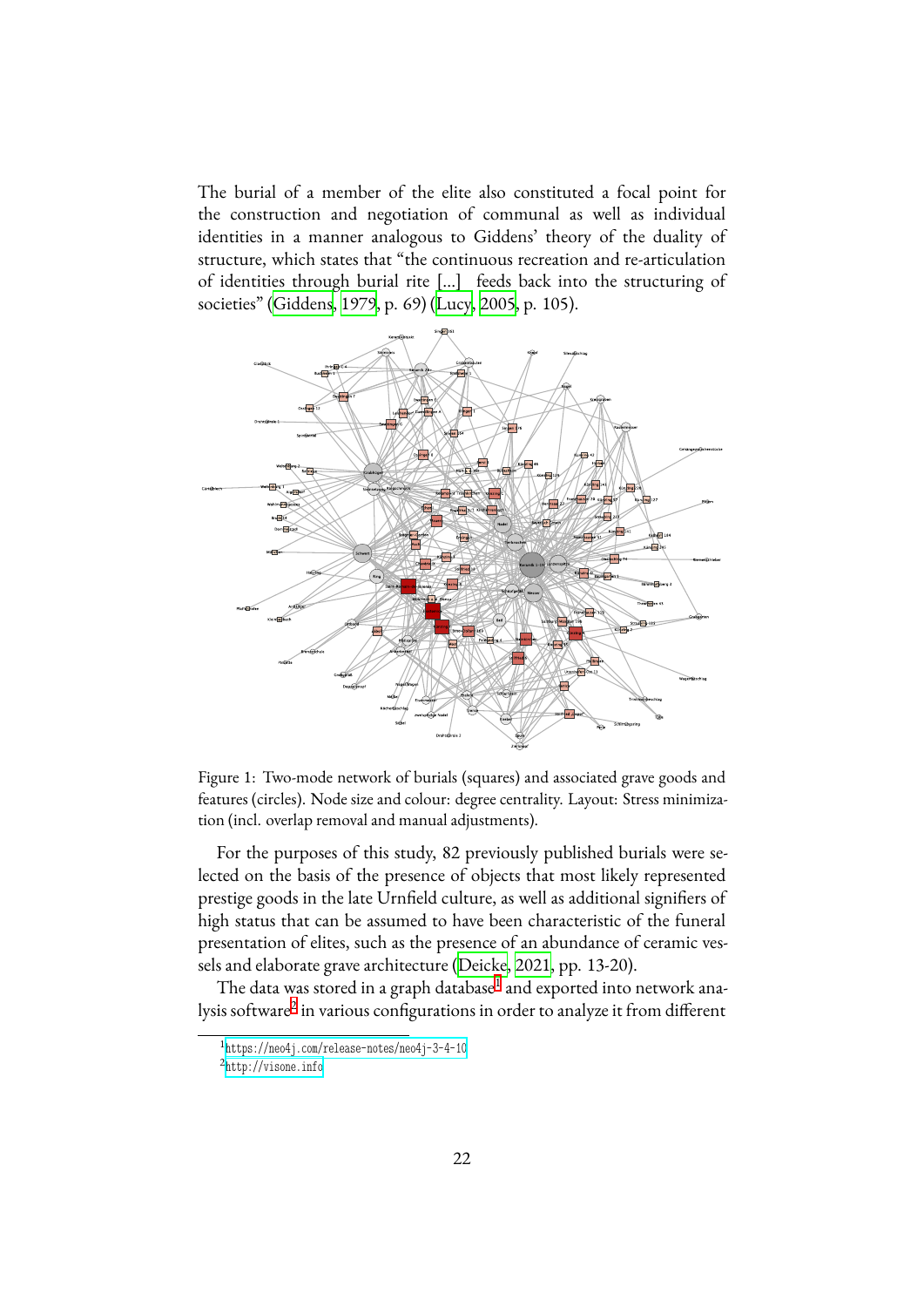The burial of a member of the elite also constituted a focal point for the construction and negotiation of communal as well as individual identities in a manner analogous to Giddens' theory of the duality of structure, which states that "the continuous recreation and re-articulation of identities through burial rite [...] feeds back into the structuring of societies" (Giddens, 1979, p. 69) (Lucy, 2005, p. 105).

Figure 1: Two-mode network of burials (squares) and associated grave goods and features (circles). Node size and colour: degree centrality. Layout: Stress minimization (incl. overlap removal and manual adjustments).

For the purposes of this study, 82 previously published burials were selected on the basis of the presence of objects that most likely represented prestige goods in the late Urnfield culture, as well as additional signifiers of high status that can be assumed to have been characteristic of the funeral presentation of elites, such as the presence of an abundance of ceramic vessels and elaborate grave architecture (Deicke, 2021, pp. 13-20).

The data was stored in a graph database[1] and exported into network analysis software[2] in various configurations in order to analyze it from different

[1] https://neo4j.com/release-notes/neo4j-3-4-10

[2] http://visone.info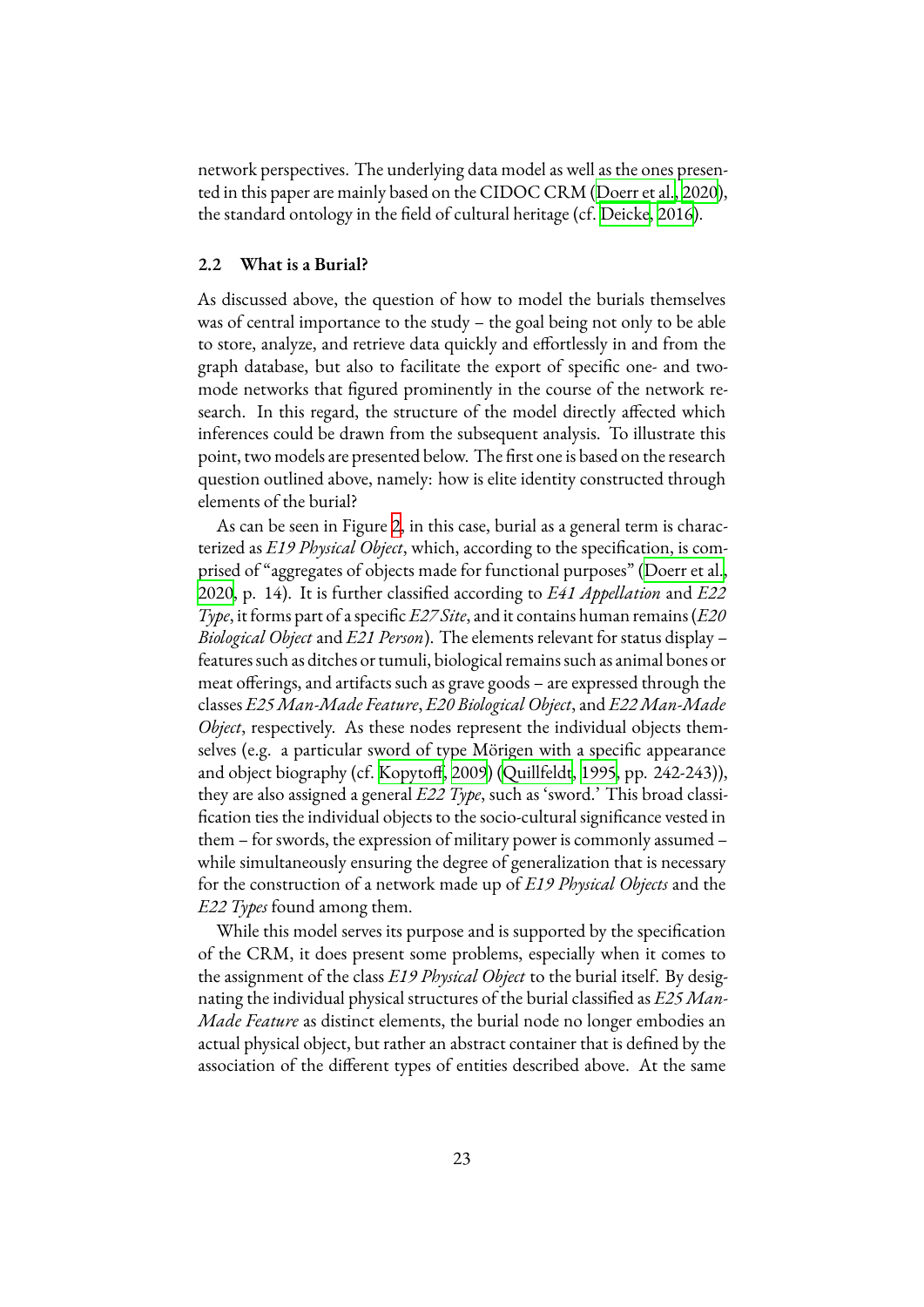network perspectives. The underlying data model as well as the ones presented in this paper are mainly based on the CIDOC CRM (Doerr et al., 2020), the standard ontology in the field of cultural heritage (cf. Deicke, 2016).

### 2.2 What is a Burial?

As discussed above, the question of how to model the burials themselves was of central importance to the study – the goal being not only to be able to store, analyze, and retrieve data quickly and effortlessly in and from the graph database, but also to facilitate the export of specific one- and two-mode networks that figured prominently in the course of the network research. In this regard, the structure of the model directly affected which inferences could be drawn from the subsequent analysis. To illustrate this point, two models are presented below. The first one is based on the research question outlined above, namely: how is elite identity constructed through elements of the burial?

As can be seen in Figure 2, in this case, burial as a general term is characterized as *E19 Physical Object*, which, according to the specification, is comprised of "aggregates of objects made for functional purposes" (Doerr et al., 2020, p. 14). It is further classified according to *E41 Appellation* and *E22 Type*, it forms part of a specific *E27 Site*, and it contains human remains (*E20 Biological Object* and *E21 Person*). The elements relevant for status display – features such as ditches or tumuli, biological remains such as animal bones or meat offerings, and artifacts such as grave goods – are expressed through the classes *E25 Man-Made Feature*, *E20 Biological Object*, and *E22 Man-Made Object*, respectively. As these nodes represent the individual objects themselves (e.g. a particular sword of type Mörigen with a specific appearance and object biography (cf. Kopytoff, 2009) (Quillfeldt, 1995, pp. 242-243)), they are also assigned a general *E22 Type*, such as 'sword.' This broad classification ties the individual objects to the socio-cultural significance vested in them – for swords, the expression of military power is commonly assumed – while simultaneously ensuring the degree of generalization that is necessary for the construction of a network made up of *E19 Physical Objects* and the *E22 Types* found among them.

While this model serves its purpose and is supported by the specification of the CRM, it does present some problems, especially when it comes to the assignment of the class *E19 Physical Object* to the burial itself. By designating the individual physical structures of the burial classified as *E25 Man-Made Feature* as distinct elements, the burial node no longer embodies an actual physical object, but rather an abstract container that is defined by the association of the different types of entities described above. At the same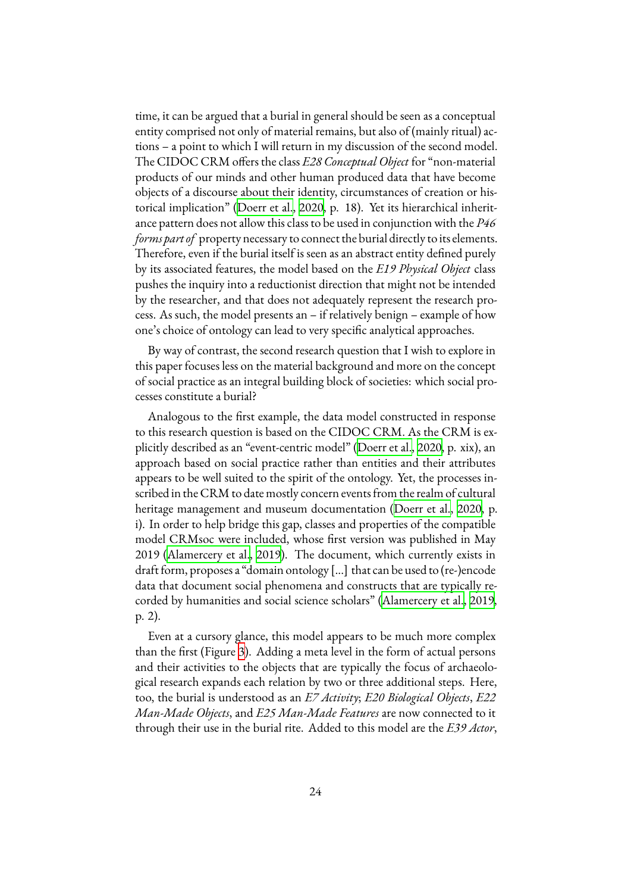time, it can be argued that a burial in general should be seen as a conceptual entity comprised not only of material remains, but also of (mainly ritual) actions – a point to which I will return in my discussion of the second model. The CIDOC CRM offers the class *E28 Conceptual Object* for "non-material products of our minds and other human produced data that have become objects of a discourse about their identity, circumstances of creation or historical implication" (Doerr et al., 2020, p. 18). Yet its hierarchical inheritance pattern does not allow this class to be used in conjunction with the *P46 forms part of* property necessary to connect the burial directly to its elements. Therefore, even if the burial itself is seen as an abstract entity defined purely by its associated features, the model based on the *E19 Physical Object* class pushes the inquiry into a reductionist direction that might not be intended by the researcher, and that does not adequately represent the research process. As such, the model presents an – if relatively benign – example of how one's choice of ontology can lead to very specific analytical approaches.

By way of contrast, the second research question that I wish to explore in this paper focuses less on the material background and more on the concept of social practice as an integral building block of societies: which social processes constitute a burial?

Analogous to the first example, the data model constructed in response to this research question is based on the CIDOC CRM. As the CRM is explicitly described as an "event-centric model" (Doerr et al., 2020, p. xix), an approach based on social practice rather than entities and their attributes appears to be well suited to the spirit of the ontology. Yet, the processes inscribed in the CRM to date mostly concern events from the realm of cultural heritage management and museum documentation (Doerr et al., 2020, p. i). In order to help bridge this gap, classes and properties of the compatible model CRMsoc were included, whose first version was published in May 2019 (Alamercery et al., 2019). The document, which currently exists in draft form, proposes a "domain ontology [...] that can be used to (re-)encode data that document social phenomena and constructs that are typically recorded by humanities and social science scholars" (Alamercery et al., 2019, p. 2).

Even at a cursory glance, this model appears to be much more complex than the first (Figure 3). Adding a meta level in the form of actual persons and their activities to the objects that are typically the focus of archaeological research expands each relation by two or three additional steps. Here, too, the burial is understood as an *E7 Activity*; *E20 Biological Objects*, *E22 Man-Made Objects*, and *E25 Man-Made Features* are now connected to it through their use in the burial rite. Added to this model are the *E39 Actor*,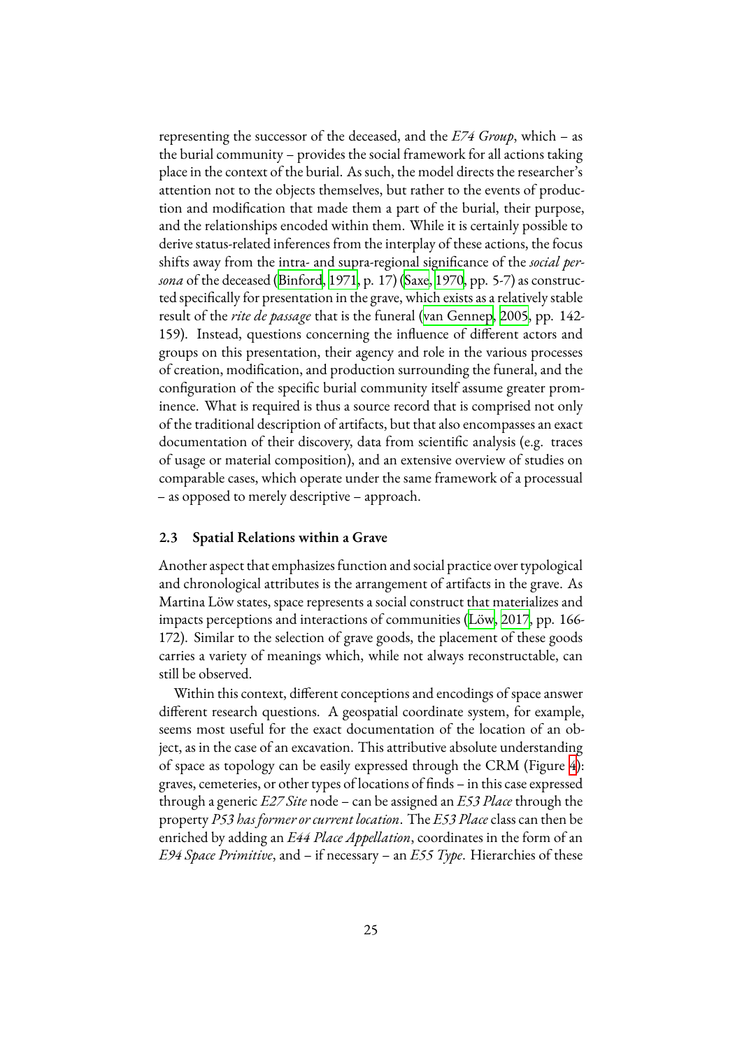representing the successor of the deceased, and the *E74 Group*, which – as the burial community – provides the social framework for all actions taking place in the context of the burial. As such, the model directs the researcher's attention not to the objects themselves, but rather to the events of production and modification that made them a part of the burial, their purpose, and the relationships encoded within them. While it is certainly possible to derive status-related inferences from the interplay of these actions, the focus shifts away from the intra- and supra-regional significance of the *social persona* of the deceased (Binford, 1971, p. 17) (Saxe, 1970, pp. 5-7) as constructed specifically for presentation in the grave, which exists as a relatively stable result of the *rite de passage* that is the funeral (van Gennep, 2005, pp. 142-159). Instead, questions concerning the influence of different actors and groups on this presentation, their agency and role in the various processes of creation, modification, and production surrounding the funeral, and the configuration of the specific burial community itself assume greater prominence. What is required is thus a source record that is comprised not only of the traditional description of artifacts, but that also encompasses an exact documentation of their discovery, data from scientific analysis (e.g. traces of usage or material composition), and an extensive overview of studies on comparable cases, which operate under the same framework of a processual – as opposed to merely descriptive – approach.

### 2.3 Spatial Relations within a Grave

Another aspect that emphasizes function and social practice over typological and chronological attributes is the arrangement of artifacts in the grave. As Martina Löw states, space represents a social construct that materializes and impacts perceptions and interactions of communities (Löw, 2017, pp. 166-172). Similar to the selection of grave goods, the placement of these goods carries a variety of meanings which, while not always reconstructable, can still be observed.

Within this context, different conceptions and encodings of space answer different research questions. A geospatial coordinate system, for example, seems most useful for the exact documentation of the location of an object, as in the case of an excavation. This attributive absolute understanding of space as topology can be easily expressed through the CRM (Figure 4): graves, cemeteries, or other types of locations of finds – in this case expressed through a generic *E27 Site* node – can be assigned an *E53 Place* through the property *P53 has former or current location*. The *E53 Place* class can then be enriched by adding an *E44 Place Appellation*, coordinates in the form of an *E94 Space Primitive*, and – if necessary – an *E55 Type*. Hierarchies of these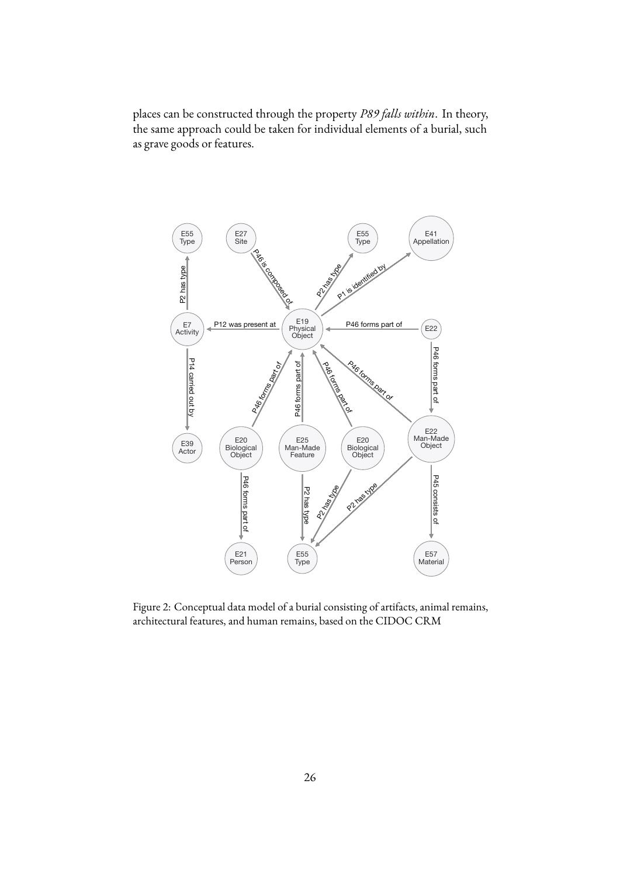places can be constructed through the property *P89 falls within*. In theory, the same approach could be taken for individual elements of a burial, such as grave goods or features.

Figure 2: Conceptual data model of a burial consisting of artifacts, animal remains, architectural features, and human remains, based on the CIDOC CRM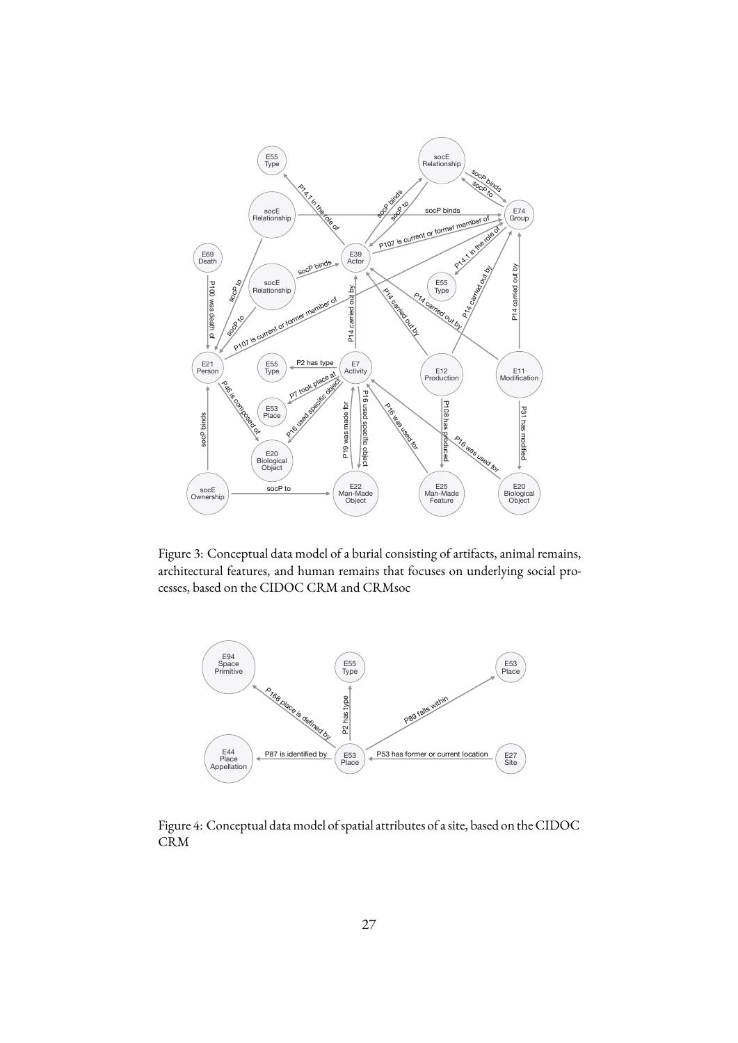Figure 3: Conceptual data model of a burial consisting of artifacts, animal remains, architectural features, and human remains that focuses on underlying social processes, based on the CIDOC CRM and CRMsoc

Figure 4: Conceptual data model of spatial attributes of a site, based on the CIDOC CRM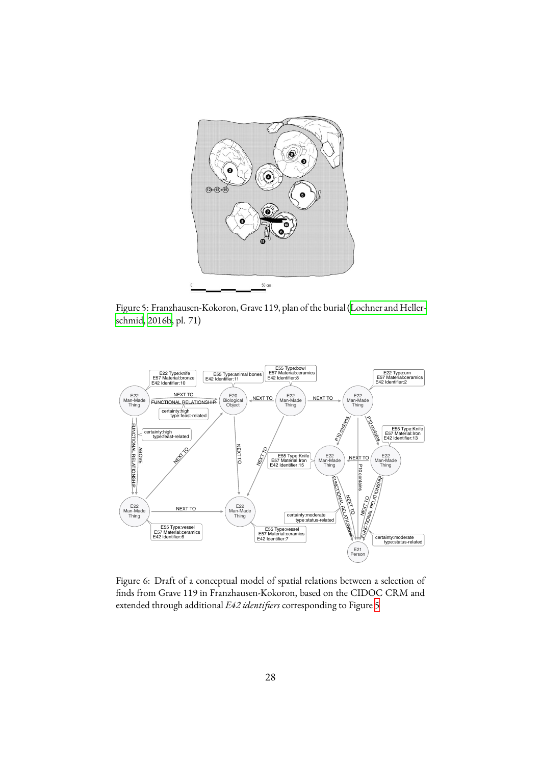Figure 5: Franzhausen-Kokoron, Grave 119, plan of the burial (Lochner and Hellerschmid, 2016b, pl. 71)

Figure 6: Draft of a conceptual model of spatial relations between a selection of finds from Grave 119 in Franzhausen-Kokoron, based on the CIDOC CRM and extended through additional *E42 identifiers* corresponding to Figure 5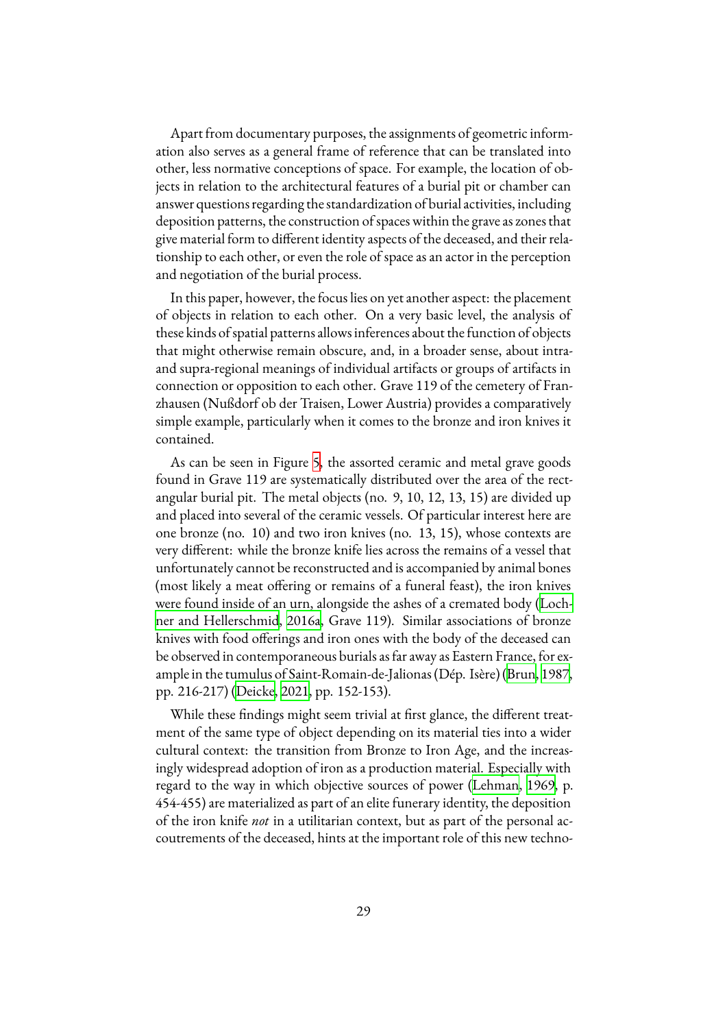Apart from documentary purposes, the assignments of geometric information also serves as a general frame of reference that can be translated into other, less normative conceptions of space. For example, the location of objects in relation to the architectural features of a burial pit or chamber can answer questions regarding the standardization of burial activities, including deposition patterns, the construction of spaces within the grave as zones that give material form to different identity aspects of the deceased, and their relationship to each other, or even the role of space as an actor in the perception and negotiation of the burial process.

In this paper, however, the focus lies on yet another aspect: the placement of objects in relation to each other. On a very basic level, the analysis of these kinds of spatial patterns allows inferences about the function of objects that might otherwise remain obscure, and, in a broader sense, about intra- and supra-regional meanings of individual artifacts or groups of artifacts in connection or opposition to each other. Grave 119 of the cemetery of Franzhausen (Nußdorf ob der Traisen, Lower Austria) provides a comparatively simple example, particularly when it comes to the bronze and iron knives it contained.

As can be seen in Figure 5, the assorted ceramic and metal grave goods found in Grave 119 are systematically distributed over the area of the rectangular burial pit. The metal objects (no. 9, 10, 12, 13, 15) are divided up and placed into several of the ceramic vessels. Of particular interest here are one bronze (no. 10) and two iron knives (no. 13, 15), whose contexts are very different: while the bronze knife lies across the remains of a vessel that unfortunately cannot be reconstructed and is accompanied by animal bones (most likely a meat offering or remains of a funeral feast), the iron knives were found inside of an urn, alongside the ashes of a cremated body (Lochner and Hellerschmid, 2016a, Grave 119). Similar associations of bronze knives with food offerings and iron ones with the body of the deceased can be observed in contemporaneous burials as far away as Eastern France, for example in the tumulus of Saint-Romain-de-Jalionas (Dép. Isère) (Brun, 1987, pp. 216-217) (Deicke, 2021, pp. 152-153).

While these findings might seem trivial at first glance, the different treatment of the same type of object depending on its material ties into a wider cultural context: the transition from Bronze to Iron Age, and the increasingly widespread adoption of iron as a production material. Especially with regard to the way in which objective sources of power (Lehman, 1969, p. 454-455) are materialized as part of an elite funerary identity, the deposition of the iron knife *not* in a utilitarian context, but as part of the personal accoutrements of the deceased, hints at the important role of this new techno-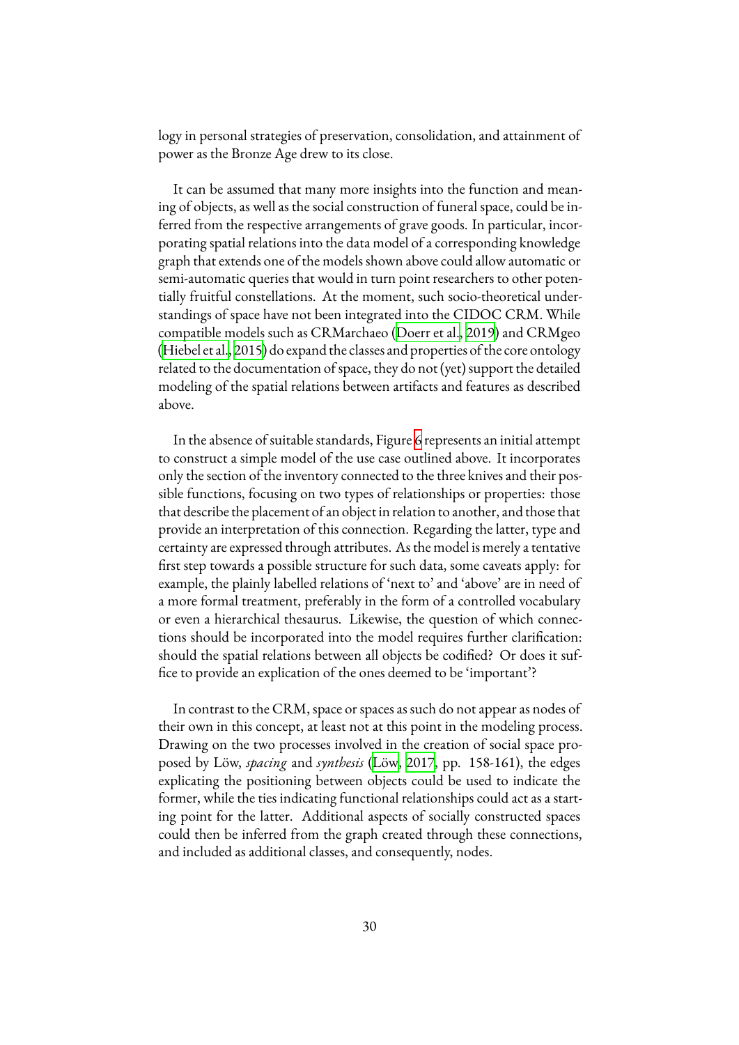logy in personal strategies of preservation, consolidation, and attainment of power as the Bronze Age drew to its close.

It can be assumed that many more insights into the function and meaning of objects, as well as the social construction of funeral space, could be inferred from the respective arrangements of grave goods. In particular, incorporating spatial relations into the data model of a corresponding knowledge graph that extends one of the models shown above could allow automatic or semi-automatic queries that would in turn point researchers to other potentially fruitful constellations. At the moment, such socio-theoretical understandings of space have not been integrated into the CIDOC CRM. While compatible models such as CRMarchaeo (Doerr et al., 2019) and CRMgeo (Hiebel et al., 2015) do expand the classes and properties of the core ontology related to the documentation of space, they do not (yet) support the detailed modeling of the spatial relations between artifacts and features as described above.

In the absence of suitable standards, Figure 6 represents an initial attempt to construct a simple model of the use case outlined above. It incorporates only the section of the inventory connected to the three knives and their possible functions, focusing on two types of relationships or properties: those that describe the placement of an object in relation to another, and those that provide an interpretation of this connection. Regarding the latter, type and certainty are expressed through attributes. As the model is merely a tentative first step towards a possible structure for such data, some caveats apply: for example, the plainly labelled relations of 'next to' and 'above' are in need of a more formal treatment, preferably in the form of a controlled vocabulary or even a hierarchical thesaurus. Likewise, the question of which connections should be incorporated into the model requires further clarification: should the spatial relations between all objects be codified? Or does it suffice to provide an explication of the ones deemed to be 'important'?

In contrast to the CRM, space or spaces as such do not appear as nodes of their own in this concept, at least not at this point in the modeling process. Drawing on the two processes involved in the creation of social space proposed by Löw, *spacing* and *synthesis* (Löw, 2017, pp. 158-161), the edges explicating the positioning between objects could be used to indicate the former, while the ties indicating functional relationships could act as a starting point for the latter. Additional aspects of socially constructed spaces could then be inferred from the graph created through these connections, and included as additional classes, and consequently, nodes.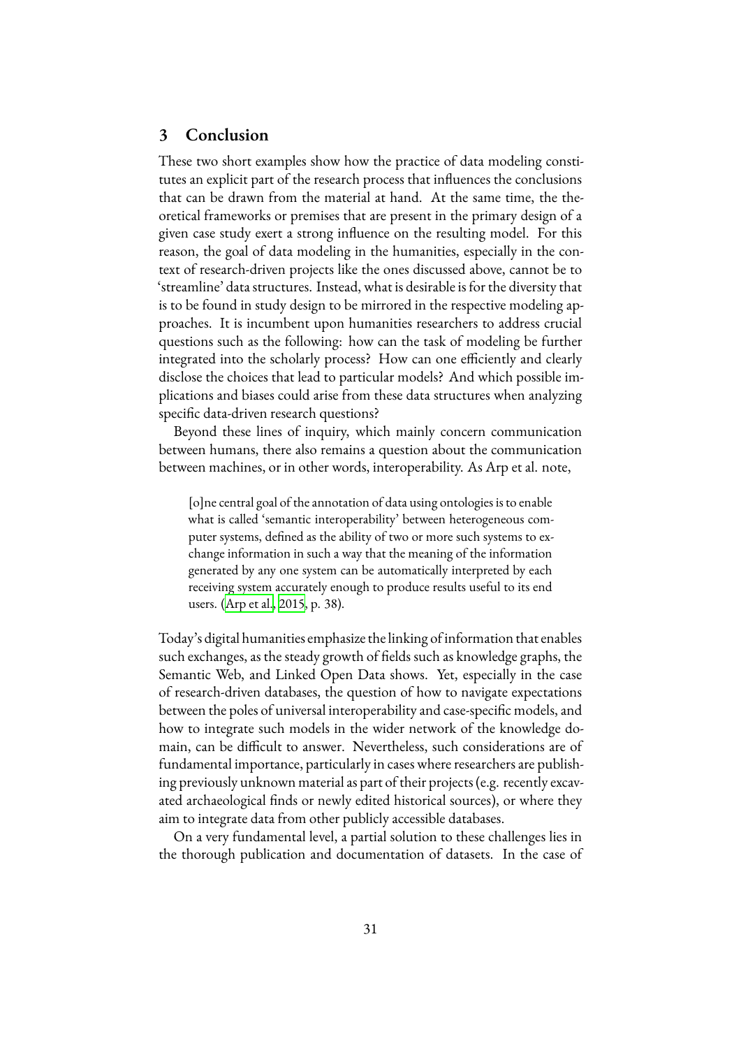## 3 Conclusion

These two short examples show how the practice of data modeling constitutes an explicit part of the research process that influences the conclusions that can be drawn from the material at hand. At the same time, the theoretical frameworks or premises that are present in the primary design of a given case study exert a strong influence on the resulting model. For this reason, the goal of data modeling in the humanities, especially in the context of research-driven projects like the ones discussed above, cannot be to 'streamline' data structures. Instead, what is desirable is for the diversity that is to be found in study design to be mirrored in the respective modeling approaches. It is incumbent upon humanities researchers to address crucial questions such as the following: how can the task of modeling be further integrated into the scholarly process? How can one efficiently and clearly disclose the choices that lead to particular models? And which possible implications and biases could arise from these data structures when analyzing specific data-driven research questions?

Beyond these lines of inquiry, which mainly concern communication between humans, there also remains a question about the communication between machines, or in other words, interoperability. As Arp et al. note,

> [o]ne central goal of the annotation of data using ontologies is to enable what is called 'semantic interoperability' between heterogeneous computer systems, defined as the ability of two or more such systems to exchange information in such a way that the meaning of the information generated by any one system can be automatically interpreted by each receiving system accurately enough to produce results useful to its end users. (Arp et al., 2015, p. 38).

Today's digital humanities emphasize the linking of information that enables such exchanges, as the steady growth of fields such as knowledge graphs, the Semantic Web, and Linked Open Data shows. Yet, especially in the case of research-driven databases, the question of how to navigate expectations between the poles of universal interoperability and case-specific models, and how to integrate such models in the wider network of the knowledge domain, can be difficult to answer. Nevertheless, such considerations are of fundamental importance, particularly in cases where researchers are publishing previously unknown material as part of their projects (e.g. recently excavated archaeological finds or newly edited historical sources), or where they aim to integrate data from other publicly accessible databases.

On a very fundamental level, a partial solution to these challenges lies in the thorough publication and documentation of datasets. In the case of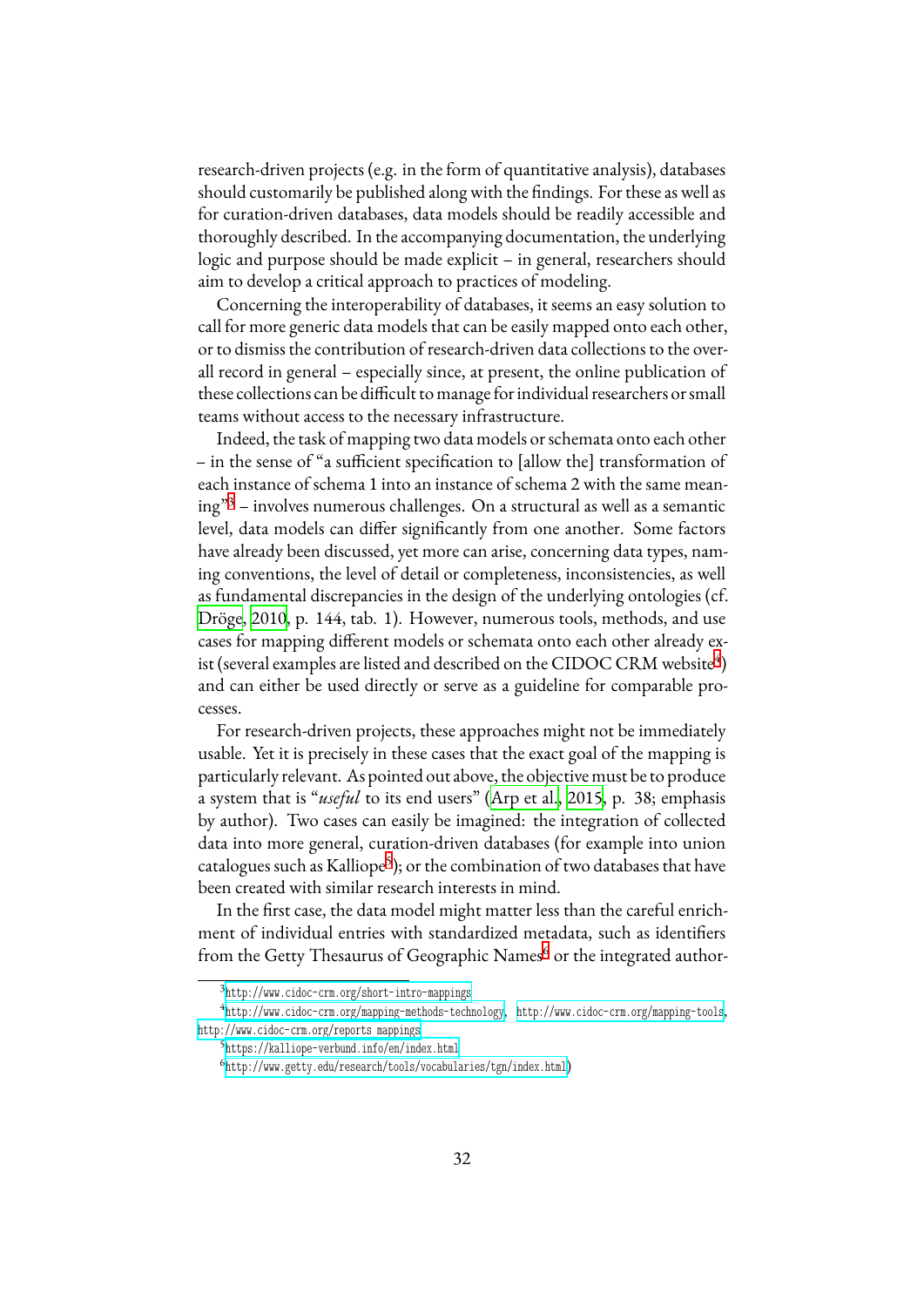research-driven projects (e.g. in the form of quantitative analysis), databases should customarily be published along with the findings. For these as well as for curation-driven databases, data models should be readily accessible and thoroughly described. In the accompanying documentation, the underlying logic and purpose should be made explicit – in general, researchers should aim to develop a critical approach to practices of modeling.

Concerning the interoperability of databases, it seems an easy solution to call for more generic data models that can be easily mapped onto each other, or to dismiss the contribution of research-driven data collections to the overall record in general – especially since, at present, the online publication of these collections can be difficult to manage for individual researchers or small teams without access to the necessary infrastructure.

Indeed, the task of mapping two data models or schemata onto each other – in the sense of "a sufficient specification to [allow the] transformation of each instance of schema 1 into an instance of schema 2 with the same meaning"[3] – involves numerous challenges. On a structural as well as a semantic level, data models can differ significantly from one another. Some factors have already been discussed, yet more can arise, concerning data types, naming conventions, the level of detail or completeness, inconsistencies, as well as fundamental discrepancies in the design of the underlying ontologies (cf. Dröge, 2010, p. 144, tab. 1). However, numerous tools, methods, and use cases for mapping different models or schemata onto each other already exist (several examples are listed and described on the CIDOC CRM website[4]) and can either be used directly or serve as a guideline for comparable processes.

For research-driven projects, these approaches might not be immediately usable. Yet it is precisely in these cases that the exact goal of the mapping is particularly relevant. As pointed out above, the objective must be to produce a system that is "*useful* to its end users" (Arp et al., 2015, p. 38; emphasis by author). Two cases can easily be imagined: the integration of collected data into more general, curation-driven databases (for example into union catalogues such as Kalliope[5]); or the combination of two databases that have been created with similar research interests in mind.

In the first case, the data model might matter less than the careful enrichment of individual entries with standardized metadata, such as identifiers from the Getty Thesaurus of Geographic Names[6] or the integrated author-

---

[3] http://www.cidoc-crm.org/short-intro-mappings

[4] http://www.cidoc-crm.org/mapping-methods-technology, http://www.cidoc-crm.org/mapping-tools, http://www.cidoc-crm.org/reports mappings

[5] https://kalliope-verbund.info/en/index.html

[6] http://www.getty.edu/research/tools/vocabularies/tgn/index.html)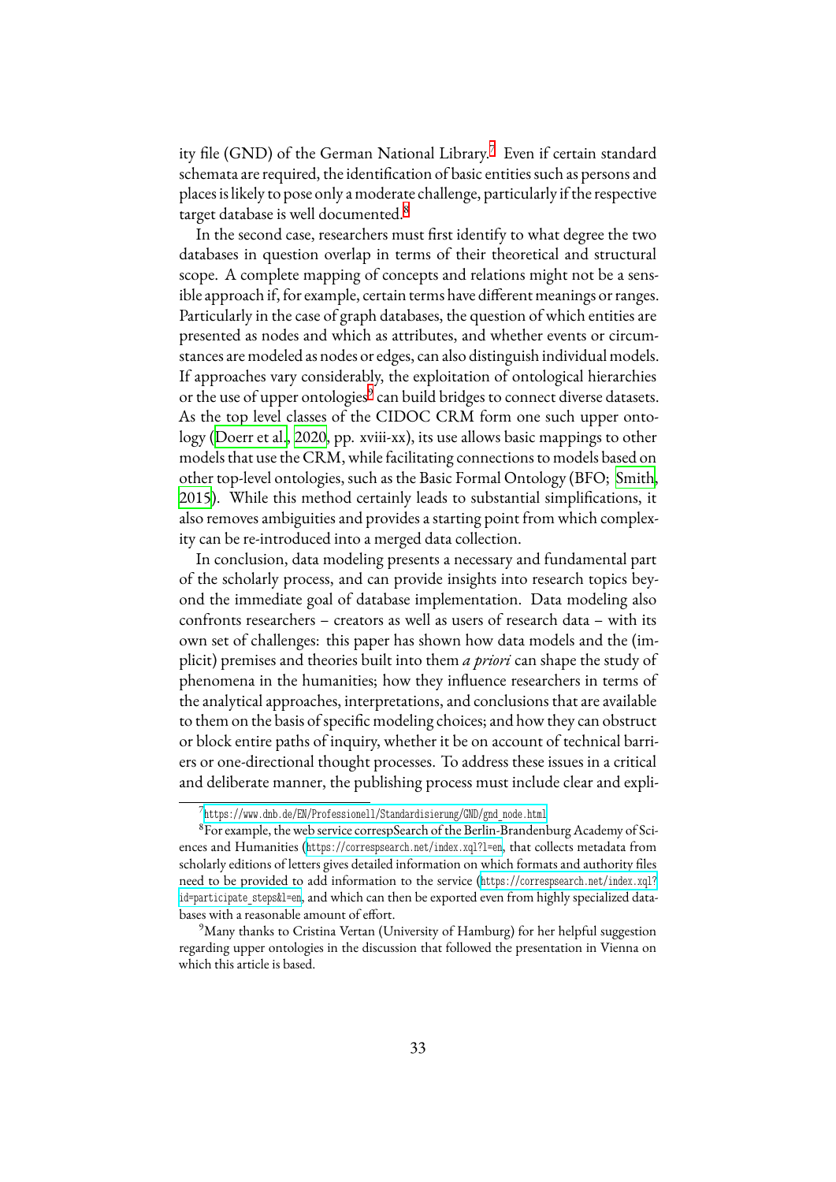ity file (GND) of the German National Library.[7] Even if certain standard schemata are required, the identification of basic entities such as persons and places is likely to pose only a moderate challenge, particularly if the respective target database is well documented.[8]

In the second case, researchers must first identify to what degree the two databases in question overlap in terms of their theoretical and structural scope. A complete mapping of concepts and relations might not be a sensible approach if, for example, certain terms have different meanings or ranges. Particularly in the case of graph databases, the question of which entities are presented as nodes and which as attributes, and whether events or circumstances are modeled as nodes or edges, can also distinguish individual models. If approaches vary considerably, the exploitation of ontological hierarchies or the use of upper ontologies[9] can build bridges to connect diverse datasets. As the top level classes of the CIDOC CRM form one such upper ontology (Doerr et al., 2020, pp. xviii-xx), its use allows basic mappings to other models that use the CRM, while facilitating connections to models based on other top-level ontologies, such as the Basic Formal Ontology (BFO; Smith, 2015). While this method certainly leads to substantial simplifications, it also removes ambiguities and provides a starting point from which complexity can be re-introduced into a merged data collection.

In conclusion, data modeling presents a necessary and fundamental part of the scholarly process, and can provide insights into research topics beyond the immediate goal of database implementation. Data modeling also confronts researchers – creators as well as users of research data – with its own set of challenges: this paper has shown how data models and the (implicit) premises and theories built into them *a priori* can shape the study of phenomena in the humanities; how they influence researchers in terms of the analytical approaches, interpretations, and conclusions that are available to them on the basis of specific modeling choices; and how they can obstruct or block entire paths of inquiry, whether it be on account of technical barriers or one-directional thought processes. To address these issues in a critical and deliberate manner, the publishing process must include clear and expli-

---

[7] https://www.dnb.de/EN/Professionell/Standardisierung/GND/gnd_node.html

[8] For example, the web service correspSearch of the Berlin-Brandenburg Academy of Sciences and Humanities (https://correspsearch.net/index.xql?l=en), that collects metadata from scholarly editions of letters gives detailed information on which formats and authority files need to be provided to add information to the service (https://correspsearch.net/index.xql?id=participate_steps&l=en), and which can then be exported even from highly specialized databases with a reasonable amount of effort.

[9] Many thanks to Cristina Vertan (University of Hamburg) for her helpful suggestion regarding upper ontologies in the discussion that followed the presentation in Vienna on which this article is based.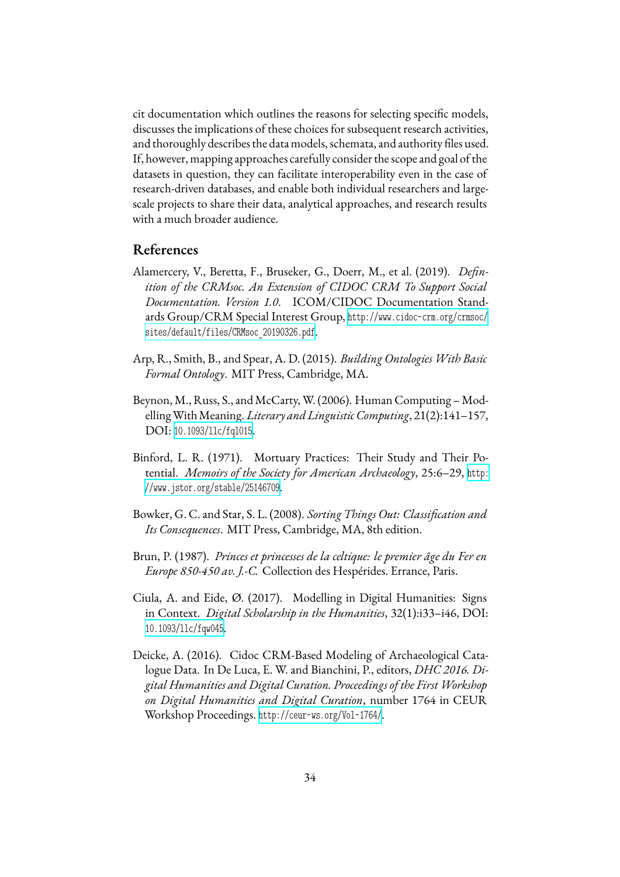cit documentation which outlines the reasons for selecting specific models, discusses the implications of these choices for subsequent research activities, and thoroughly describes the data models, schemata, and authority files used. If, however, mapping approaches carefully consider the scope and goal of the datasets in question, they can facilitate interoperability even in the case of research-driven databases, and enable both individual researchers and large-scale projects to share their data, analytical approaches, and research results with a much broader audience.

## References

Alamercery, V., Beretta, F., Bruseker, G., Doerr, M., et al. (2019). *Definition of the CRMsoc. An Extension of CIDOC CRM To Support Social Documentation. Version 1.0*. ICOM/CIDOC Documentation Standards Group/CRM Special Interest Group, http://www.cidoc-crm.org/crmsoc/sites/default/files/CRMsoc_20190326.pdf.

Arp, R., Smith, B., and Spear, A. D. (2015). *Building Ontologies With Basic Formal Ontology*. MIT Press, Cambridge, MA.

Beynon, M., Russ, S., and McCarty, W. (2006). Human Computing – Modelling With Meaning. *Literary and Linguistic Computing*, 21(2):141–157, DOI: 10.1093/llc/fql015.

Binford, L. R. (1971). Mortuary Practices: Their Study and Their Potential. *Memoirs of the Society for American Archaeology*, 25:6–29, http://www.jstor.org/stable/25146709.

Bowker, G. C. and Star, S. L. (2008). *Sorting Things Out: Classification and Its Consequences*. MIT Press, Cambridge, MA, 8th edition.

Brun, P. (1987). *Princes et princesses de la celtique: le premier âge du Fer en Europe 850-450 av. J.-C.* Collection des Hespérides. Errance, Paris.

Ciula, A. and Eide, Ø. (2017). Modelling in Digital Humanities: Signs in Context. *Digital Scholarship in the Humanities*, 32(1):i33–i46, DOI: 10.1093/llc/fqw045.

Deicke, A. (2016). Cidoc CRM-Based Modeling of Archaeological Catalogue Data. In De Luca, E. W. and Bianchini, P., editors, *DHC 2016. Digital Humanities and Digital Curation. Proceedings of the First Workshop on Digital Humanities and Digital Curation*, number 1764 in CEUR Workshop Proceedings. http://ceur-ws.org/Vol-1764/.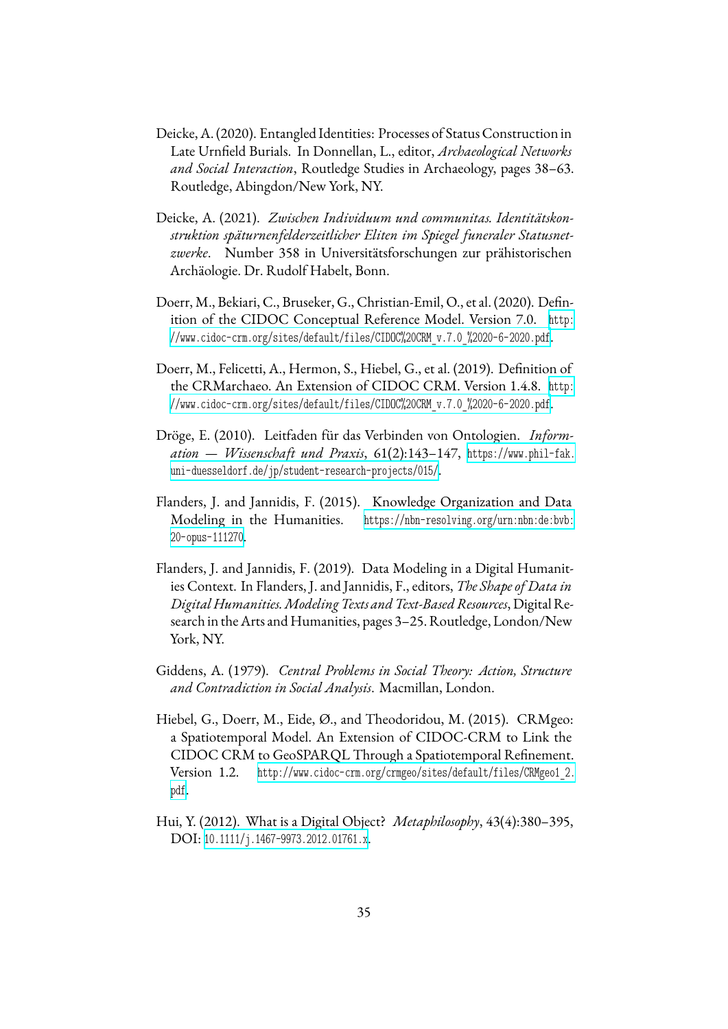Deicke, A. (2020). Entangled Identities: Processes of Status Construction in Late Urnfield Burials. In Donnellan, L., editor, *Archaeological Networks and Social Interaction*, Routledge Studies in Archaeology, pages 38–63. Routledge, Abingdon/New York, NY.

Deicke, A. (2021). *Zwischen Individuum und communitas. Identitätskonstruktion späturnenfelderzeitlicher Eliten im Spiegel funeraler Statusnetzwerke*. Number 358 in Universitätsforschungen zur prähistorischen Archäologie. Dr. Rudolf Habelt, Bonn.

Doerr, M., Bekiari, C., Bruseker, G., Christian-Emil, O., et al. (2020). Definition of the CIDOC Conceptual Reference Model. Version 7.0. http://www.cidoc-crm.org/sites/default/files/CIDOC%20CRM_v.7.0_%2020-6-2020.pdf.

Doerr, M., Felicetti, A., Hermon, S., Hiebel, G., et al. (2019). Definition of the CRMarchaeo. An Extension of CIDOC CRM. Version 1.4.8. http://www.cidoc-crm.org/sites/default/files/CIDOC%20CRM_v.7.0_%2020-6-2020.pdf.

Dröge, E. (2010). Leitfaden für das Verbinden von Ontologien. *Information — Wissenschaft und Praxis*, 61(2):143–147, https://www.phil-fak.uni-duesseldorf.de/jp/student-research-projects/015/.

Flanders, J. and Jannidis, F. (2015). Knowledge Organization and Data Modeling in the Humanities. https://nbn-resolving.org/urn:nbn:de:bvb:20-opus-111270.

Flanders, J. and Jannidis, F. (2019). Data Modeling in a Digital Humanities Context. In Flanders, J. and Jannidis, F., editors, *The Shape of Data in Digital Humanities. Modeling Texts and Text-Based Resources*, Digital Research in the Arts and Humanities, pages 3–25. Routledge, London/New York, NY.

Giddens, A. (1979). *Central Problems in Social Theory: Action, Structure and Contradiction in Social Analysis*. Macmillan, London.

Hiebel, G., Doerr, M., Eide, Ø., and Theodoridou, M. (2015). CRMgeo: a Spatiotemporal Model. An Extension of CIDOC-CRM to Link the CIDOC CRM to GeoSPARQL Through a Spatiotemporal Refinement. Version 1.2. http://www.cidoc-crm.org/crmgeo/sites/default/files/CRMgeo1_2.pdf.

Hui, Y. (2012). What is a Digital Object? *Metaphilosophy*, 43(4):380–395, DOI: 10.1111/j.1467-9973.2012.01761.x.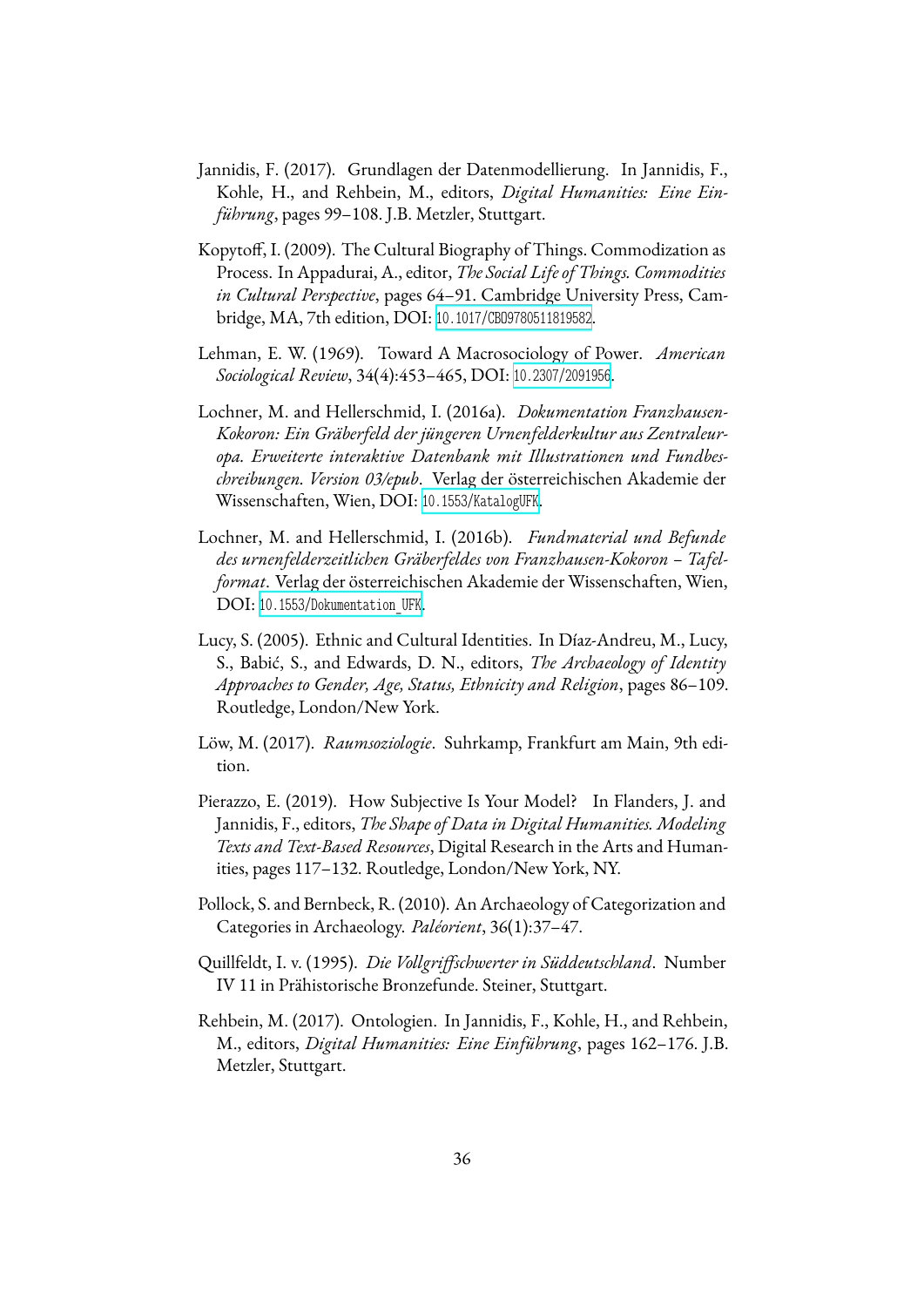Jannidis, F. (2017). Grundlagen der Datenmodellierung. In Jannidis, F., Kohle, H., and Rehbein, M., editors, *Digital Humanities: Eine Einführung*, pages 99–108. J.B. Metzler, Stuttgart.

Kopytoff, I. (2009). The Cultural Biography of Things. Commodization as Process. In Appadurai, A., editor, *The Social Life of Things. Commodities in Cultural Perspective*, pages 64–91. Cambridge University Press, Cambridge, MA, 7th edition, DOI: 10.1017/CBO9780511819582.

Lehman, E. W. (1969). Toward A Macrosociology of Power. *American Sociological Review*, 34(4):453–465, DOI: 10.2307/2091956.

Lochner, M. and Hellerschmid, I. (2016a). *Dokumentation Franzhausen-Kokoron: Ein Gräberfeld der jüngeren Urnenfelderkultur aus Zentraleuropa. Erweiterte interaktive Datenbank mit Illustrationen und Fundbeschreibungen. Version 03/epub*. Verlag der österreichischen Akademie der Wissenschaften, Wien, DOI: 10.1553/KatalogUFK.

Lochner, M. and Hellerschmid, I. (2016b). *Fundmaterial und Befunde des urnenfelderzeitlichen Gräberfeldes von Franzhausen-Kokoron – Tafelformat*. Verlag der österreichischen Akademie der Wissenschaften, Wien, DOI: 10.1553/Dokumentation_UFK.

Lucy, S. (2005). Ethnic and Cultural Identities. In Díaz-Andreu, M., Lucy, S., Babić, S., and Edwards, D. N., editors, *The Archaeology of Identity Approaches to Gender, Age, Status, Ethnicity and Religion*, pages 86–109. Routledge, London/New York.

Löw, M. (2017). *Raumsoziologie*. Suhrkamp, Frankfurt am Main, 9th edition.

Pierazzo, E. (2019). How Subjective Is Your Model? In Flanders, J. and Jannidis, F., editors, *The Shape of Data in Digital Humanities. Modeling Texts and Text-Based Resources*, Digital Research in the Arts and Humanities, pages 117–132. Routledge, London/New York, NY.

Pollock, S. and Bernbeck, R. (2010). An Archaeology of Categorization and Categories in Archaeology. *Paléorient*, 36(1):37–47.

Quillfeldt, I. v. (1995). *Die Vollgriffschwerter in Süddeutschland*. Number IV 11 in Prähistorische Bronzefunde. Steiner, Stuttgart.

Rehbein, M. (2017). Ontologien. In Jannidis, F., Kohle, H., and Rehbein, M., editors, *Digital Humanities: Eine Einführung*, pages 162–176. J.B. Metzler, Stuttgart.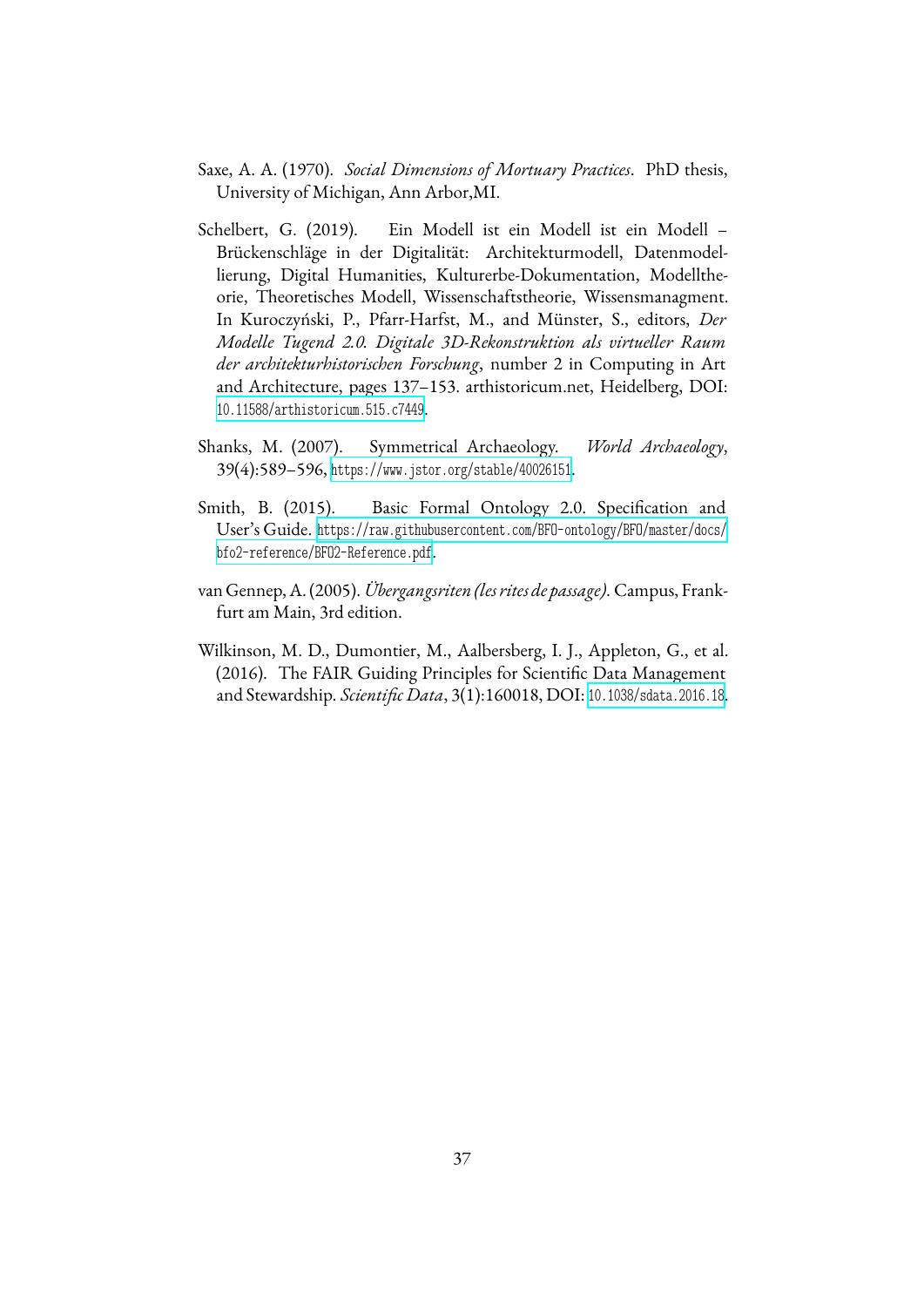Saxe, A. A. (1970). *Social Dimensions of Mortuary Practices*. PhD thesis, University of Michigan, Ann Arbor,MI.

Schelbert, G. (2019). Ein Modell ist ein Modell ist ein Modell – Brückenschläge in der Digitalität: Architekturmodell, Datenmodellierung, Digital Humanities, Kulturerbe-Dokumentation, Modelltheorie, Theoretisches Modell, Wissenschaftstheorie, Wissensmanagment. In Kuroczyński, P., Pfarr-Harfst, M., and Münster, S., editors, *Der Modelle Tugend 2.0. Digitale 3D-Rekonstruktion als virtueller Raum der architekturhistorischen Forschung*, number 2 in Computing in Art and Architecture, pages 137–153. arthistoricum.net, Heidelberg, DOI: 10.11588/arthistoricum.515.c7449.

Shanks, M. (2007). Symmetrical Archaeology. *World Archaeology*, 39(4):589–596, https://www.jstor.org/stable/40026151.

Smith, B. (2015). Basic Formal Ontology 2.0. Specification and User's Guide. https://raw.githubusercontent.com/BFO-ontology/BFO/master/docs/bfo2-reference/BFO2-Reference.pdf.

van Gennep, A. (2005). *Übergangsriten (les rites de passage)*. Campus, Frankfurt am Main, 3rd edition.

Wilkinson, M. D., Dumontier, M., Aalbersberg, I. J., Appleton, G., et al. (2016). The FAIR Guiding Principles for Scientific Data Management and Stewardship. *Scientific Data*, 3(1):160018, DOI: 10.1038/sdata.2016.18.